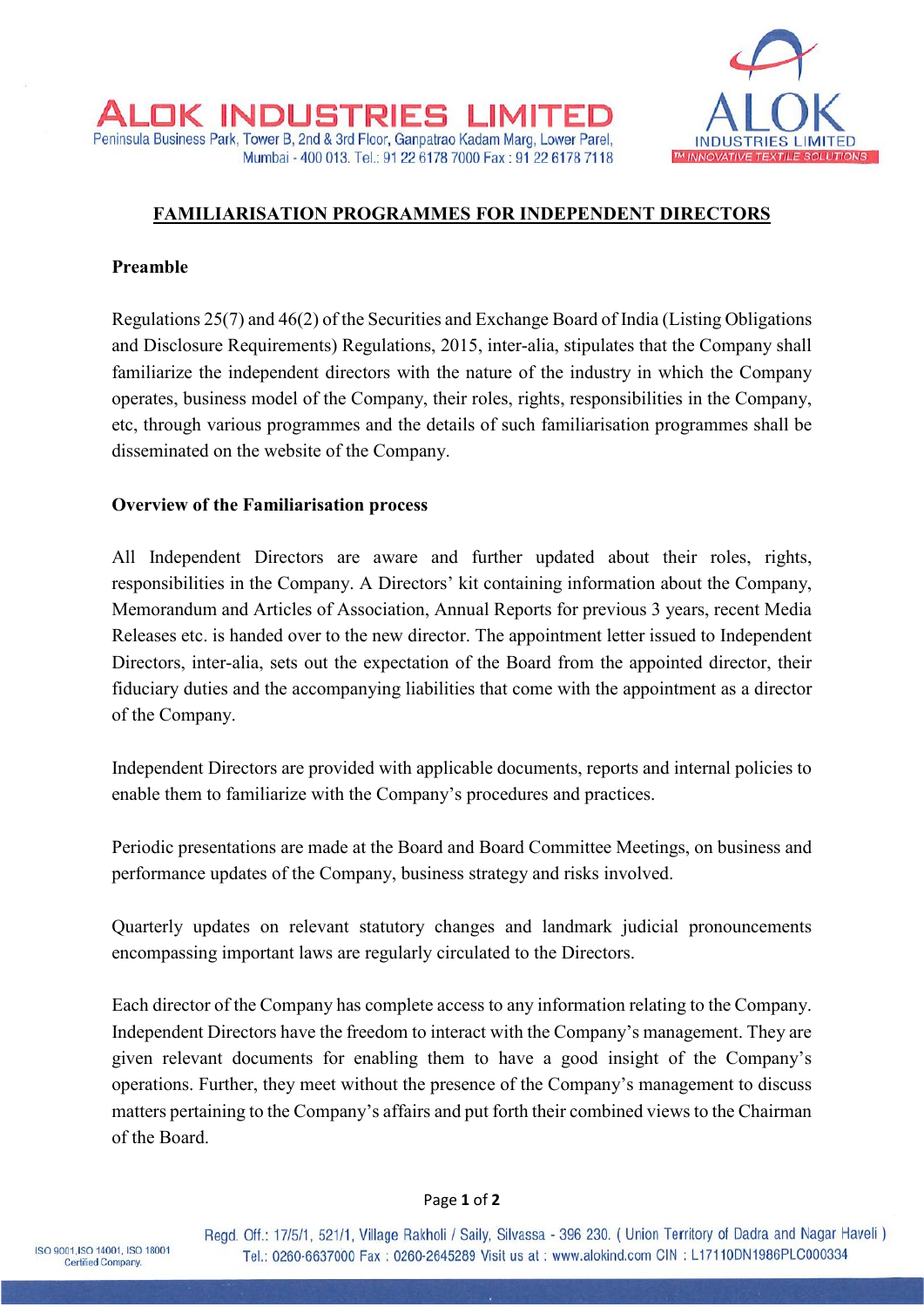# FAMILIARISATION PROGRAMMES FOR INDEPENDENT DIRECTORS

## Preamble

Regulations 25(7) and 46(2) of the Securities and Exchange Board of India (Listing Obligations and Disclosure Requirements) Regulations, 2015, inter-alia, stipulates that the Company shall familiarize the independent directors with the nature of the industry in which the Company operates, business model of the Company, their roles, rights, responsibilities in the Company, etc, through various programmes and the details of such familiarisation programmes shall be disseminated on the website of the Company.

## Overview of the Familiarisation process

All Independent Directors are aware and further updated about their roles, rights, responsibilities in the Company. A Directors' kit containing information about the Company, Memorandum and Articles of Association, Annual Reports for previous 3 years, recent Media Releases etc. is handed over to the new director. The appointment letter issued to Independent Directors, inter-alia, sets out the expectation of the Board from the appointed director, their fiduciary duties and the accompanying liabilities that come with the appointment as a director of the Company.

Independent Directors are provided with applicable documents, reports and internal policies to enable them to familiarize with the Company's procedures and practices.

Periodic presentations are made at the Board and Board Committee Meetings, on business and performance updates of the Company, business strategy and risks involved.

Quarterly updates on relevant statutory changes and landmark judicial pronouncements encompassing important laws are regularly circulated to the Directors.

Each director of the Company has complete access to any information relating to the Company. Independent Directors have the freedom to interact with the Company's management. They are given relevant documents for enabling them to have a good insight of the Company's operations. Further, they meet without the presence of the Company's management to discuss matters pertaining to the Company's affairs and put forth their combined views to the Chairman of the Board.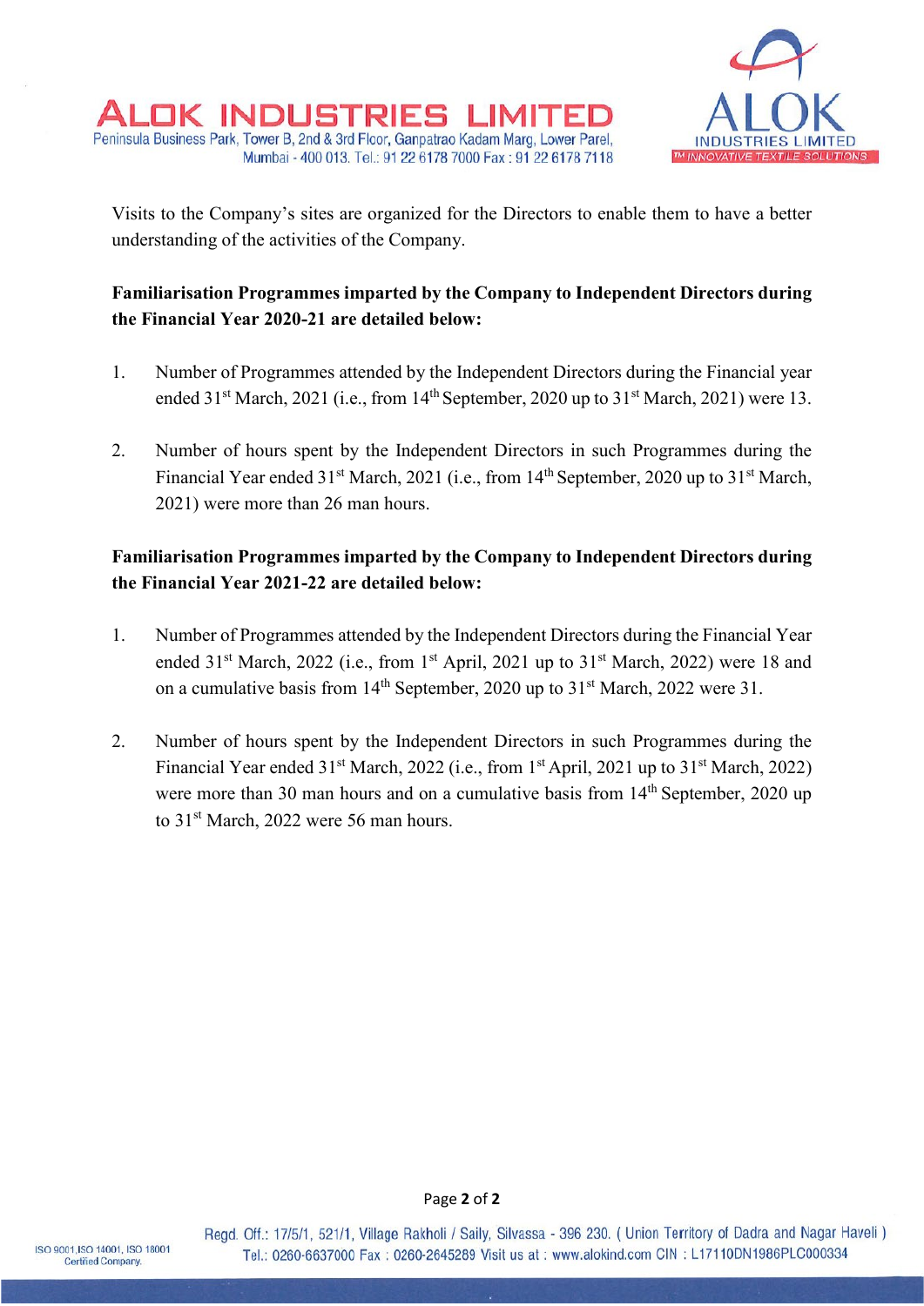Visits to the Company's sites are organized for the Directors to enable them to have a better understanding of the activities of the Company.

**Familiarisation Programmes imparted by the Company to Independent Directors during the Financial Year 2020-21 are detailed below:**

1. Number of Programmes attended by the Independent Directors during the Financial year ended 31st March, 2021 (i.e., from 14th September, 2020 up to 31st March, 2021) were 13.

2. Number of hours spent by the Independent Directors in such Programmes during the Financial Year ended 31st March, 2021 (i.e., from 14th September, 2020 up to 31st March, 2021) were more than 26 man hours.

**Familiarisation Programmes imparted by the Company to Independent Directors during the Financial Year 2021-22 are detailed below:**

1. Number of Programmes attended by the Independent Directors during the Financial Year ended 31st March, 2022 (i.e., from 1st April, 2021 up to 31st March, 2022) were 18 and on a cumulative basis from 14th September, 2020 up to 31st March, 2022 were 31.

2. Number of hours spent by the Independent Directors in such Programmes during the Financial Year ended 31st March, 2022 (i.e., from 1st April, 2021 up to 31st March, 2022) were more than 30 man hours and on a cumulative basis from 14th September, 2020 up to 31st March, 2022 were 56 man hours.